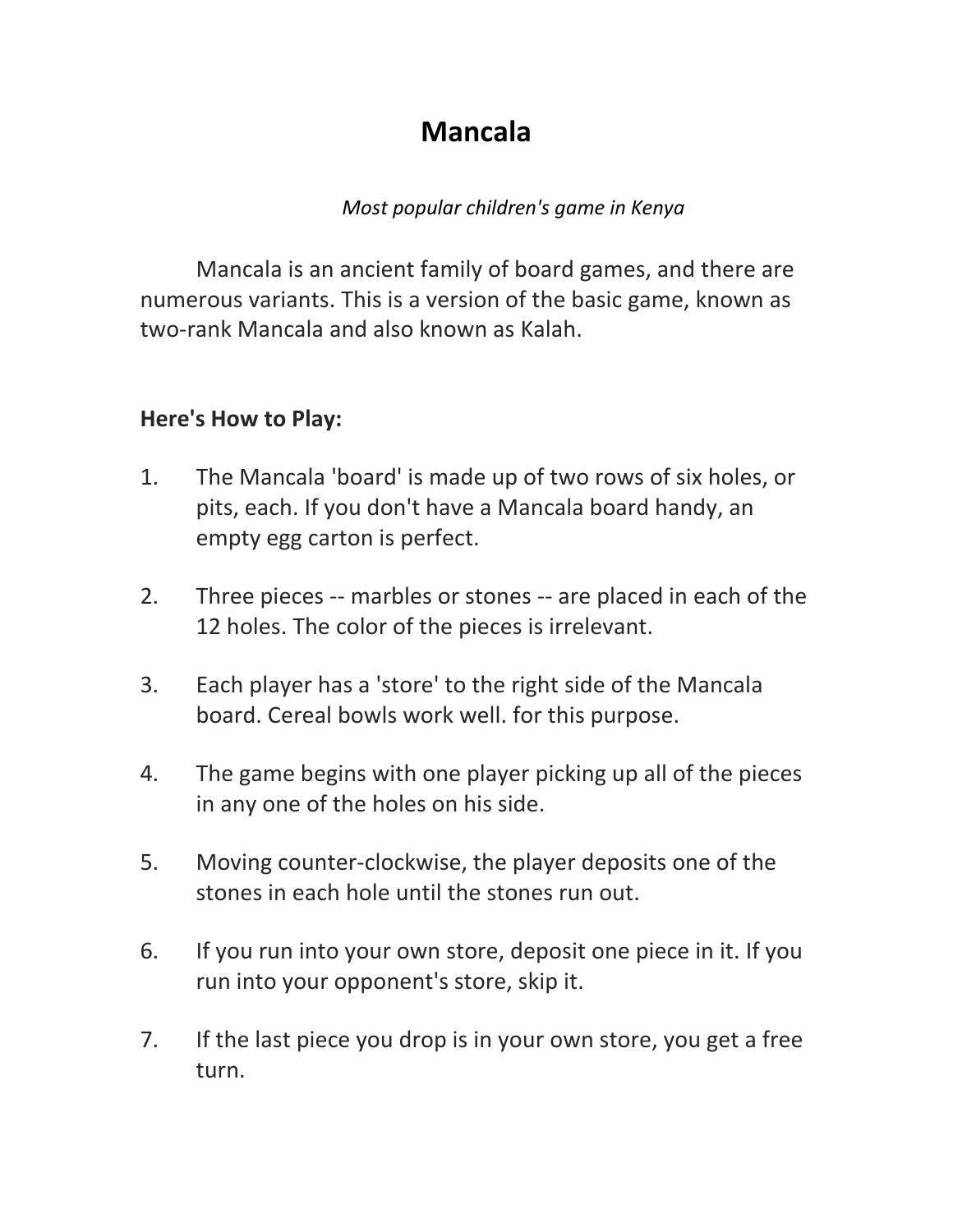# Mancala

*Most popular children's game in Kenya*

Mancala is an ancient family of board games, and there are numerous variants. This is a version of the basic game, known as two-rank Mancala and also known as Kalah.

**Here's How to Play:**

1. The Mancala 'board' is made up of two rows of six holes, or pits, each. If you don't have a Mancala board handy, an empty egg carton is perfect.

2. Three pieces -- marbles or stones -- are placed in each of the 12 holes. The color of the pieces is irrelevant.

3. Each player has a 'store' to the right side of the Mancala board. Cereal bowls work well. for this purpose.

4. The game begins with one player picking up all of the pieces in any one of the holes on his side.

5. Moving counter-clockwise, the player deposits one of the stones in each hole until the stones run out.

6. If you run into your own store, deposit one piece in it. If you run into your opponent's store, skip it.

7. If the last piece you drop is in your own store, you get a free turn.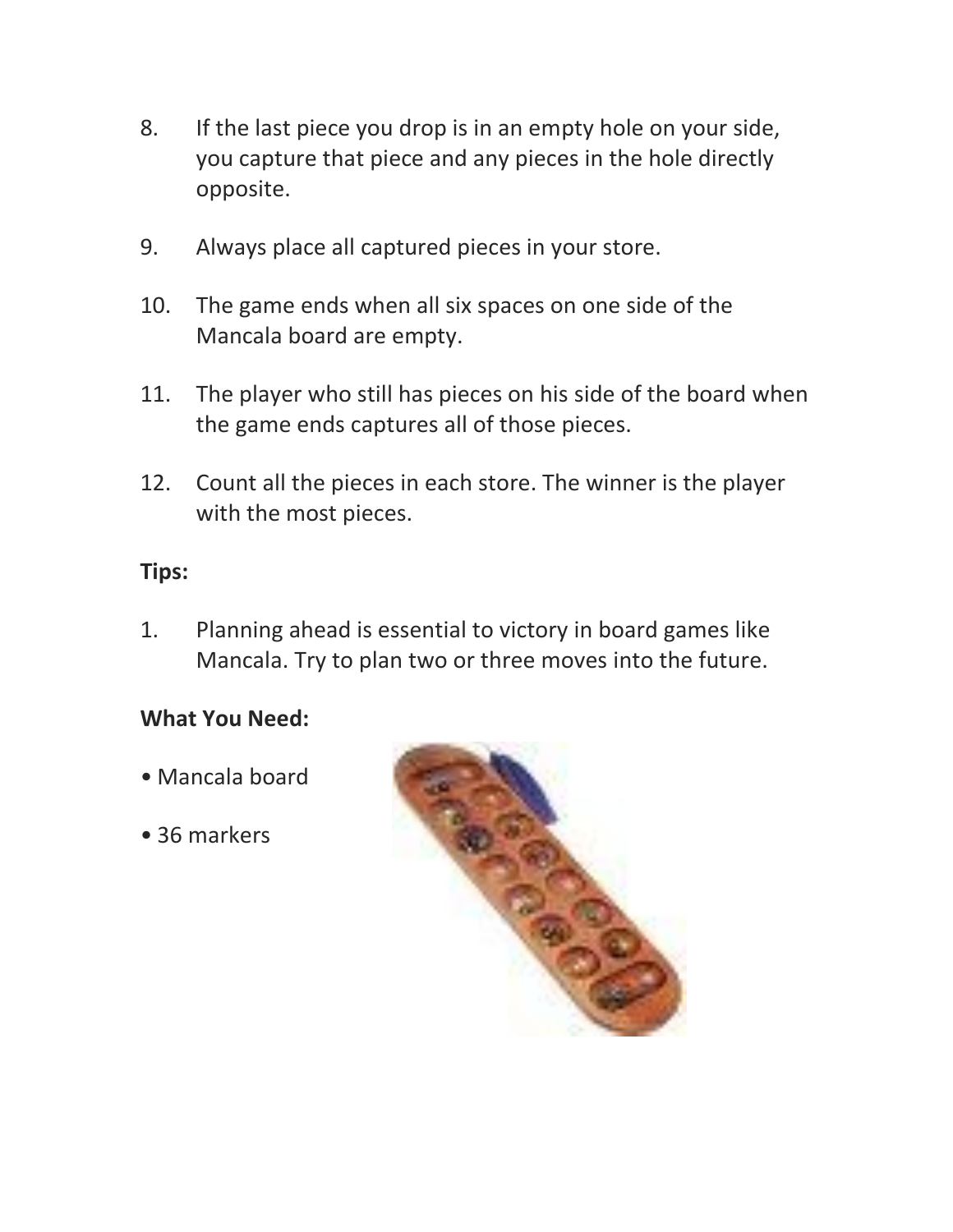8. If the last piece you drop is in an empty hole on your side, you capture that piece and any pieces in the hole directly opposite.

9. Always place all captured pieces in your store.

10. The game ends when all six spaces on one side of the Mancala board are empty.

11. The player who still has pieces on his side of the board when the game ends captures all of those pieces.

12. Count all the pieces in each store. The winner is the player with the most pieces.

**Tips:**

1. Planning ahead is essential to victory in board games like Mancala. Try to plan two or three moves into the future.

**What You Need:**

- Mancala board
- 36 markers